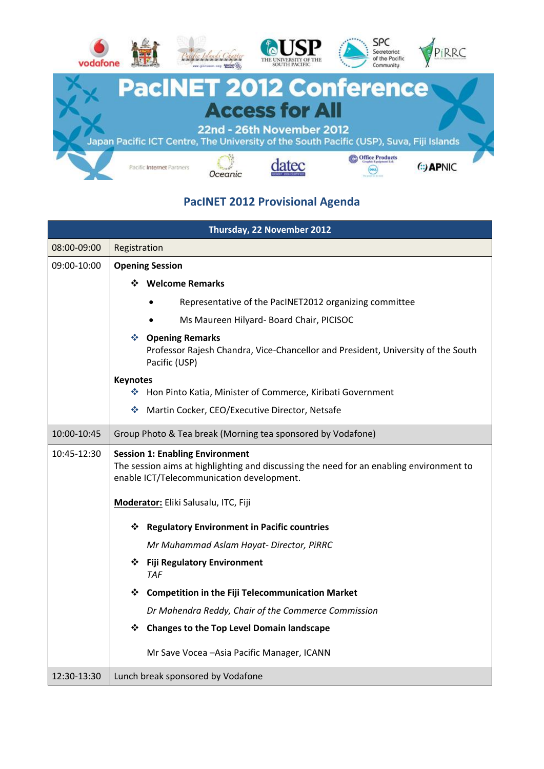# PacINET 2012 Conference

## Access for All

22nd - 26th November 2012

Japan Pacific ICT Centre, The University of the South Pacific (USP), Suva, Fiji Islands

## PacINET 2012 Provisional Agenda

| Thursday, 22 November 2012 | |
|---|---|
| 08:00-09:00 | Registration |
| 09:00-10:00 | **Opening Session**<br>❖ **Welcome Remarks**<br>• Representative of the PacINET2012 organizing committee<br>• Ms Maureen Hilyard- Board Chair, PICISOC<br>❖ **Opening Remarks**<br>Professor Rajesh Chandra, Vice-Chancellor and President, University of the South Pacific (USP)<br>**Keynotes**<br>❖ Hon Pinto Katia, Minister of Commerce, Kiribati Government<br>❖ Martin Cocker, CEO/Executive Director, Netsafe |
| 10:00-10:45 | Group Photo & Tea break (Morning tea sponsored by Vodafone) |
| 10:45-12:30 | **Session 1: Enabling Environment**<br>The session aims at highlighting and discussing the need for an enabling environment to enable ICT/Telecommunication development.<br><br>**Moderator:** Eliki Salusalu, ITC, Fiji<br><br>❖ **Regulatory Environment in Pacific countries**<br>*Mr Muhammad Aslam Hayat- Director, PiRRC*<br>❖ **Fiji Regulatory Environment**<br>*TAF*<br>❖ **Competition in the Fiji Telecommunication Market**<br>*Dr Mahendra Reddy, Chair of the Commerce Commission*<br>❖ **Changes to the Top Level Domain landscape**<br>Mr Save Vocea –Asia Pacific Manager, ICANN |
| 12:30-13:30 | Lunch break sponsored by Vodafone |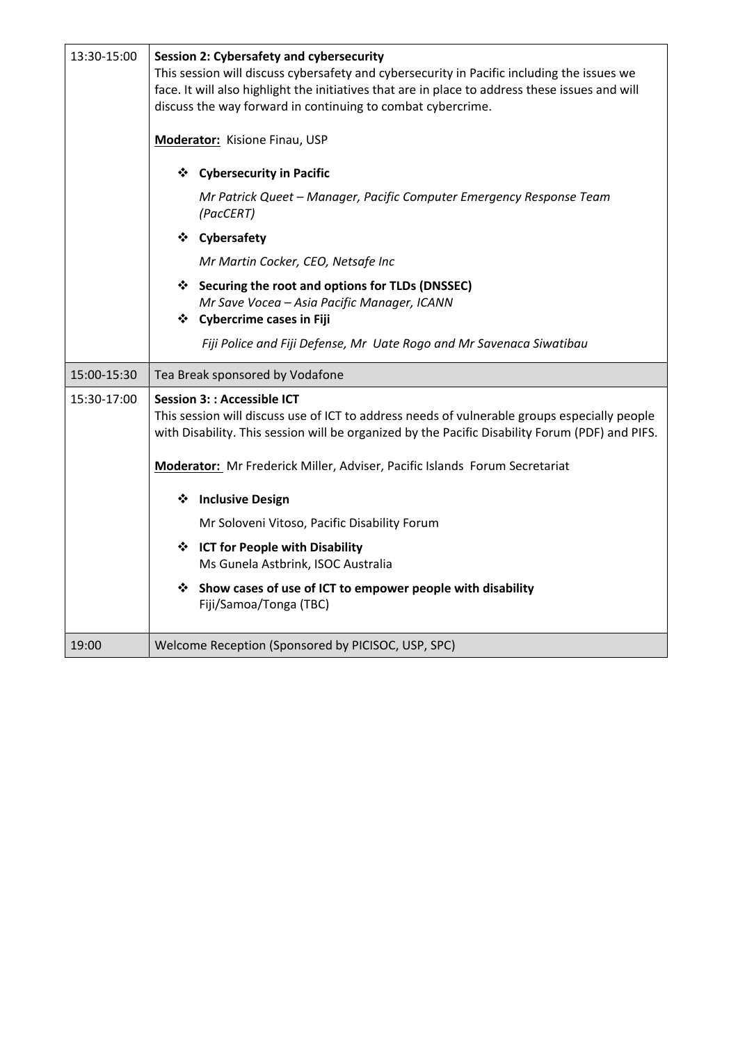| | |
|---|---|
| 13:30-15:00 | **Session 2: Cybersafety and cybersecurity**<br>This session will discuss cybersafety and cybersecurity in Pacific including the issues we face. It will also highlight the initiatives that are in place to address these issues and will discuss the way forward in continuing to combat cybercrime.<br><br>**Moderator:** Kisione Finau, USP<br><br>❖ **Cybersecurity in Pacific**<br>*Mr Patrick Queet – Manager, Pacific Computer Emergency Response Team (PacCERT)*<br>❖ **Cybersafety**<br>*Mr Martin Cocker, CEO, Netsafe Inc*<br>❖ **Securing the root and options for TLDs (DNSSEC)**<br>*Mr Save Vocea – Asia Pacific Manager, ICANN*<br>❖ **Cybercrime cases in Fiji**<br>*Fiji Police and Fiji Defense, Mr Uate Rogo and Mr Savenaca Siwatibau* |
| 15:00-15:30 | Tea Break sponsored by Vodafone |
| 15:30-17:00 | **Session 3: : Accessible ICT**<br>This session will discuss use of ICT to address needs of vulnerable groups especially people with Disability. This session will be organized by the Pacific Disability Forum (PDF) and PIFS.<br><br>**Moderator:** Mr Frederick Miller, Adviser, Pacific Islands Forum Secretariat<br><br>❖ **Inclusive Design**<br>Mr Soloveni Vitoso, Pacific Disability Forum<br>❖ **ICT for People with Disability**<br>Ms Gunela Astbrink, ISOC Australia<br>❖ **Show cases of use of ICT to empower people with disability**<br>Fiji/Samoa/Tonga (TBC) |
| 19:00 | Welcome Reception (Sponsored by PICISOC, USP, SPC) |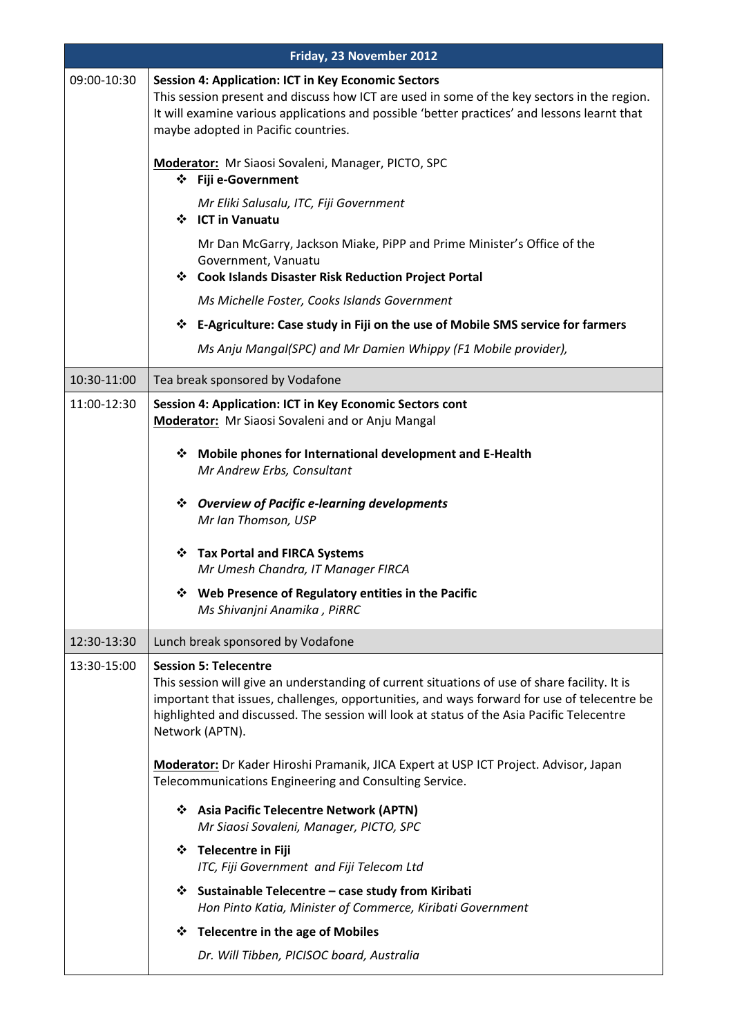| Friday, 23 November 2012 | |
|---|---|
| 09:00-10:30 | **Session 4: Application: ICT in Key Economic Sectors**<br>This session present and discuss how ICT are used in some of the key sectors in the region. It will examine various applications and possible 'better practices' and lessons learnt that maybe adopted in Pacific countries.<br><br>**Moderator:** Mr Siaosi Sovaleni, Manager, PICTO, SPC<br>❖ **Fiji e-Government**<br>*Mr Eliki Salusalu, ITC, Fiji Government*<br>❖ **ICT in Vanuatu**<br>Mr Dan McGarry, Jackson Miake, PiPP and Prime Minister's Office of the Government, Vanuatu<br>❖ **Cook Islands Disaster Risk Reduction Project Portal**<br>*Ms Michelle Foster, Cooks Islands Government*<br>❖ **E-Agriculture: Case study in Fiji on the use of Mobile SMS service for farmers**<br>*Ms Anju Mangal(SPC) and Mr Damien Whippy (F1 Mobile provider),* |
| 10:30-11:00 | Tea break sponsored by Vodafone |
| 11:00-12:30 | **Session 4: Application: ICT in Key Economic Sectors cont**<br>**Moderator:** Mr Siaosi Sovaleni and or Anju Mangal<br><br>❖ **Mobile phones for International development and E-Health**<br>*Mr Andrew Erbs, Consultant*<br><br>❖ ***Overview of Pacific e-learning developments***<br>*Mr Ian Thomson, USP*<br><br>❖ **Tax Portal and FIRCA Systems**<br>*Mr Umesh Chandra, IT Manager FIRCA*<br><br>❖ **Web Presence of Regulatory entities in the Pacific**<br>*Ms Shivanjni Anamika , PiRRC* |
| 12:30-13:30 | Lunch break sponsored by Vodafone |
| 13:30-15:00 | **Session 5: Telecentre**<br>This session will give an understanding of current situations of use of share facility. It is important that issues, challenges, opportunities, and ways forward for use of telecentre be highlighted and discussed. The session will look at status of the Asia Pacific Telecentre Network (APTN).<br><br>**Moderator:** Dr Kader Hiroshi Pramanik, JICA Expert at USP ICT Project. Advisor, Japan Telecommunications Engineering and Consulting Service.<br><br>❖ **Asia Pacific Telecentre Network (APTN)**<br>*Mr Siaosi Sovaleni, Manager, PICTO, SPC*<br><br>❖ **Telecentre in Fiji**<br>*ITC, Fiji Government and Fiji Telecom Ltd*<br><br>❖ **Sustainable Telecentre – case study from Kiribati**<br>*Hon Pinto Katia, Minister of Commerce, Kiribati Government*<br><br>❖ **Telecentre in the age of Mobiles**<br>*Dr. Will Tibben, PICISOC board, Australia* |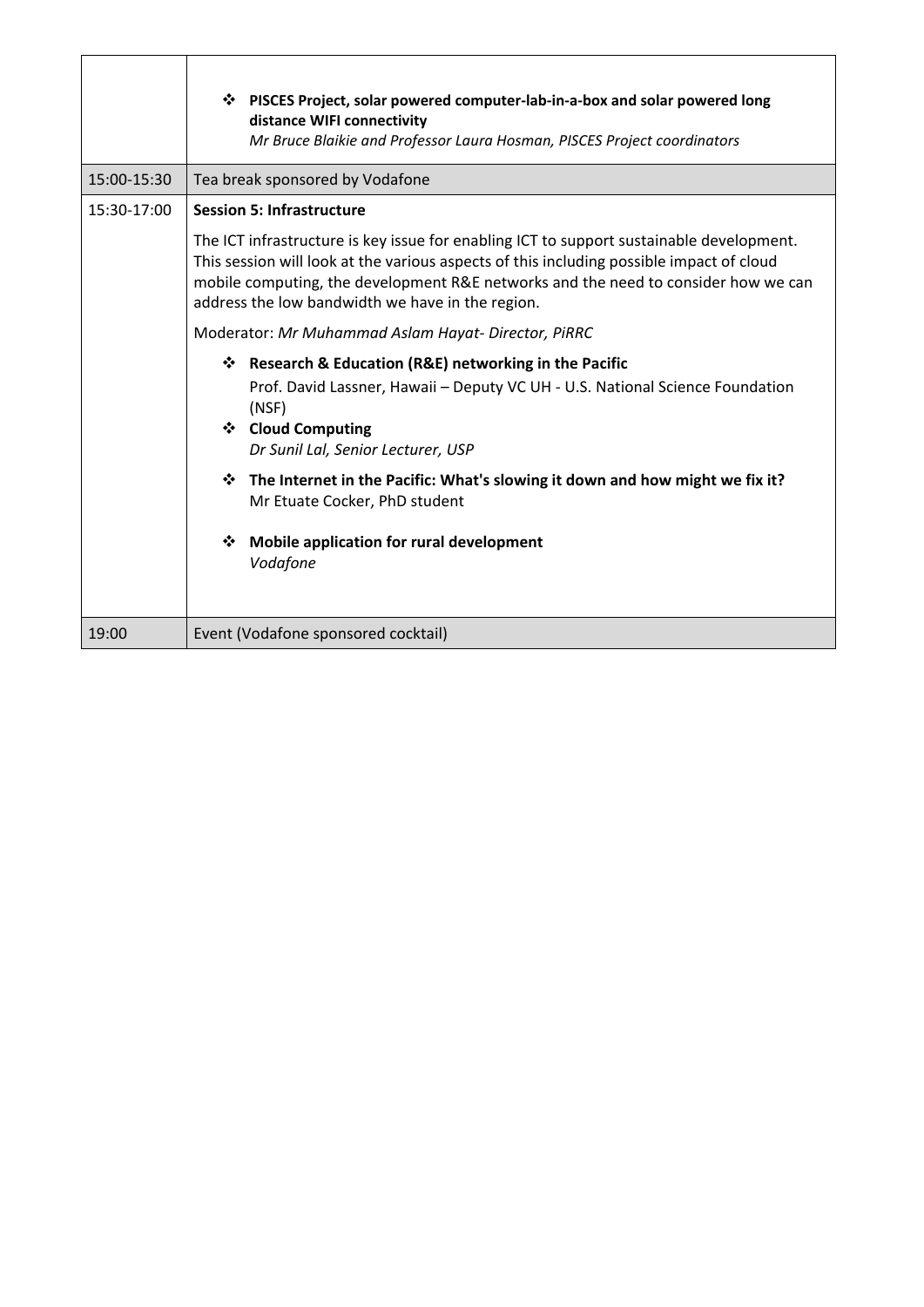| | |
|---|---|
| | ❖ **PISCES Project, solar powered computer-lab-in-a-box and solar powered long distance WIFI connectivity** <br> *Mr Bruce Blaikie and Professor Laura Hosman, PISCES Project coordinators* |
| 15:00-15:30 | Tea break sponsored by Vodafone |
| 15:30-17:00 | **Session 5: Infrastructure** <br><br> The ICT infrastructure is key issue for enabling ICT to support sustainable development. This session will look at the various aspects of this including possible impact of cloud mobile computing, the development R&E networks and the need to consider how we can address the low bandwidth we have in the region. <br><br> Moderator: *Mr Muhammad Aslam Hayat- Director, PiRRC* <br><br> ❖ **Research & Education (R&E) networking in the Pacific** <br> Prof. David Lassner, Hawaii – Deputy VC UH - U.S. National Science Foundation (NSF) <br> ❖ **Cloud Computing** <br> *Dr Sunil Lal, Senior Lecturer, USP* <br> ❖ **The Internet in the Pacific: What's slowing it down and how might we fix it?** <br> Mr Etuate Cocker, PhD student <br> ❖ **Mobile application for rural development** <br> *Vodafone* |
| 19:00 | Event (Vodafone sponsored cocktail) |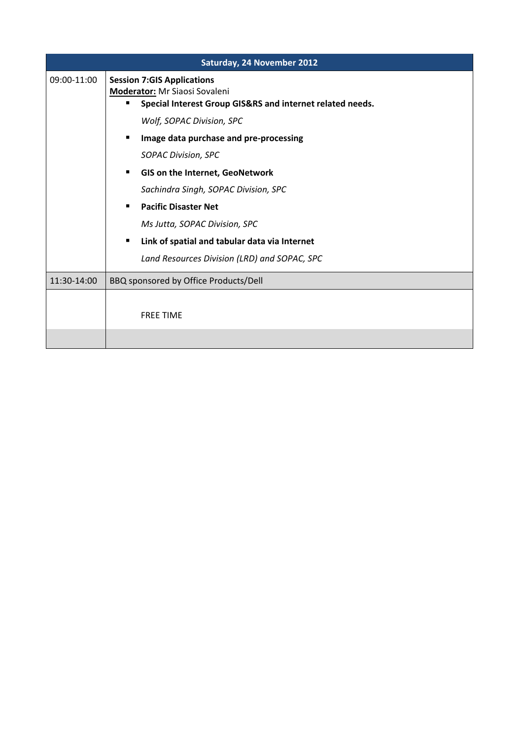| Saturday, 24 November 2012 | |
|---|---|
| 09:00-11:00 | **Session 7:GIS Applications**<br>**Moderator:** Mr Siaosi Sovaleni<br>▪ **Special Interest Group GIS&RS and internet related needs.**<br>*Wolf, SOPAC Division, SPC*<br>▪ **Image data purchase and pre-processing**<br>*SOPAC Division, SPC*<br>▪ **GIS on the Internet, GeoNetwork**<br>*Sachindra Singh, SOPAC Division, SPC*<br>▪ **Pacific Disaster Net**<br>*Ms Jutta, SOPAC Division, SPC*<br>▪ **Link of spatial and tabular data via Internet**<br>*Land Resources Division (LRD) and SOPAC, SPC* |
| 11:30-14:00 | BBQ sponsored by Office Products/Dell |
| | FREE TIME |
| | |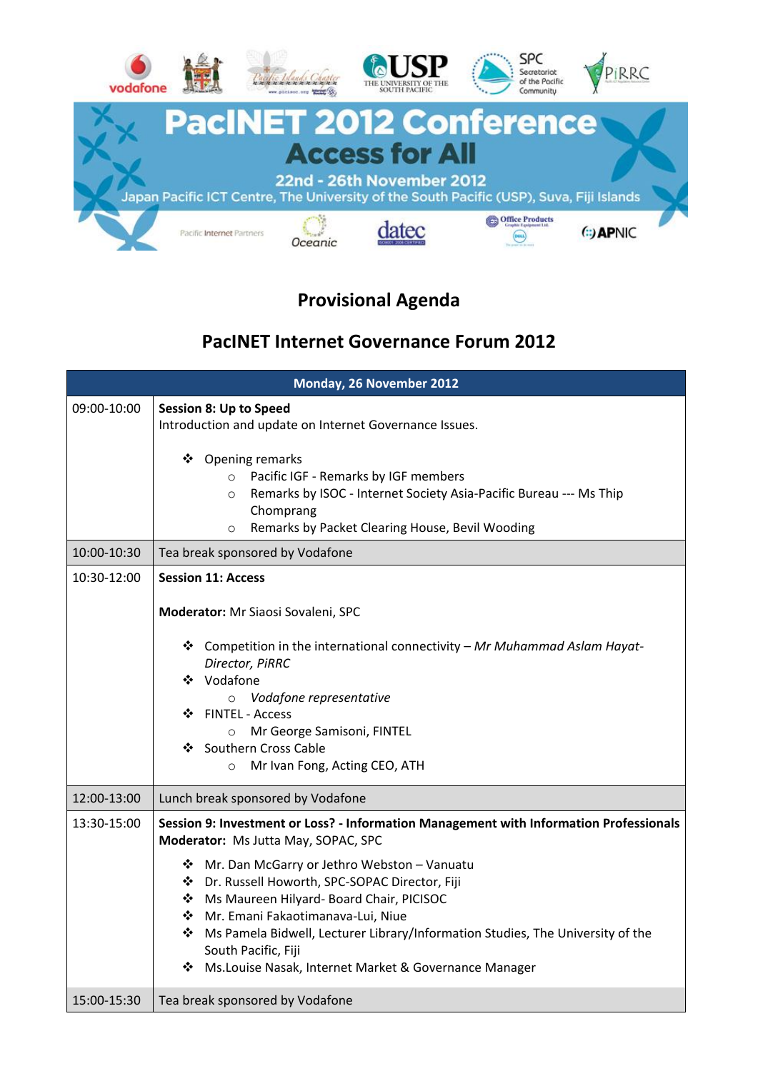PacINET 2012 Conference

Access for All

22nd - 26th November 2012

Japan Pacific ICT Centre, The University of the South Pacific (USP), Suva, Fiji Islands

## Provisional Agenda

## PacINET Internet Governance Forum 2012

| Monday, 26 November 2012 | |
|---|---|
| 09:00-10:00 | **Session 8: Up to Speed**<br>Introduction and update on Internet Governance Issues.<br><br>❖ Opening remarks<br>○ Pacific IGF - Remarks by IGF members<br>○ Remarks by ISOC - Internet Society Asia-Pacific Bureau --- Ms Thip Chomprang<br>○ Remarks by Packet Clearing House, Bevil Wooding |
| 10:00-10:30 | Tea break sponsored by Vodafone |
| 10:30-12:00 | **Session 11: Access**<br><br>**Moderator:** Mr Siaosi Sovaleni, SPC<br><br>❖ Competition in the international connectivity – *Mr Muhammad Aslam Hayat- Director, PiRRC*<br>❖ Vodafone<br>○ *Vodafone representative*<br>❖ FINTEL - Access<br>○ Mr George Samisoni, FINTEL<br>❖ Southern Cross Cable<br>○ Mr Ivan Fong, Acting CEO, ATH |
| 12:00-13:00 | Lunch break sponsored by Vodafone |
| 13:30-15:00 | **Session 9: Investment or Loss? - Information Management with Information Professionals**<br>**Moderator:** Ms Jutta May, SOPAC, SPC<br><br>❖ Mr. Dan McGarry or Jethro Webston – Vanuatu<br>❖ Dr. Russell Howorth, SPC-SOPAC Director, Fiji<br>❖ Ms Maureen Hilyard- Board Chair, PICISOC<br>❖ Mr. Emani Fakaotimanava-Lui, Niue<br>❖ Ms Pamela Bidwell, Lecturer Library/Information Studies, The University of the South Pacific, Fiji<br>❖ Ms.Louise Nasak, Internet Market & Governance Manager |
| 15:00-15:30 | Tea break sponsored by Vodafone |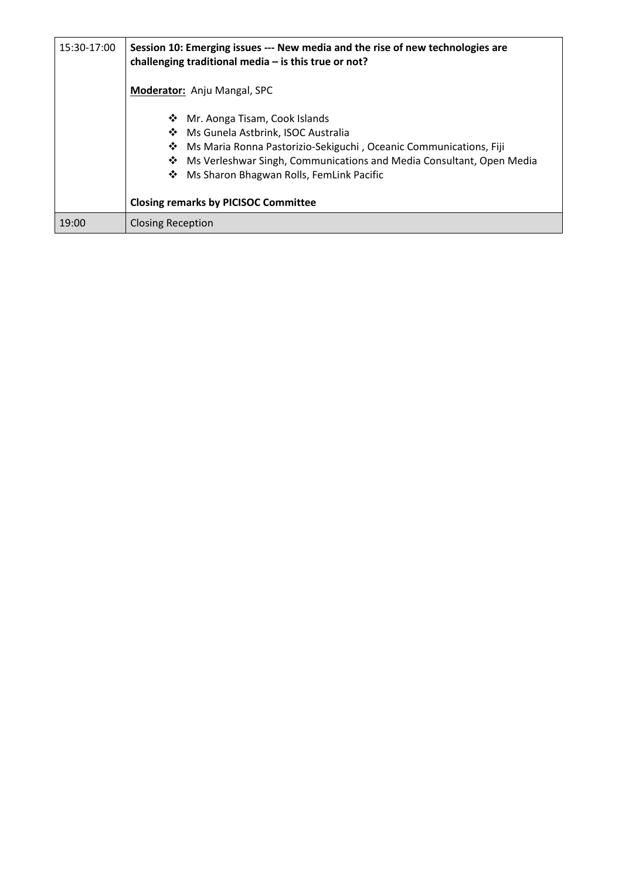| | |
|---|---|
| 15:30-17:00 | **Session 10: Emerging issues --- New media and the rise of new technologies are challenging traditional media – is this true or not?**<br><br>**Moderator:** Anju Mangal, SPC<br><br>❖ Mr. Aonga Tisam, Cook Islands<br>❖ Ms Gunela Astbrink, ISOC Australia<br>❖ Ms Maria Ronna Pastorizio-Sekiguchi , Oceanic Communications, Fiji<br>❖ Ms Verleshwar Singh, Communications and Media Consultant, Open Media<br>❖ Ms Sharon Bhagwan Rolls, FemLink Pacific<br><br>**Closing remarks by PICISOC Committee** |
| 19:00 | Closing Reception |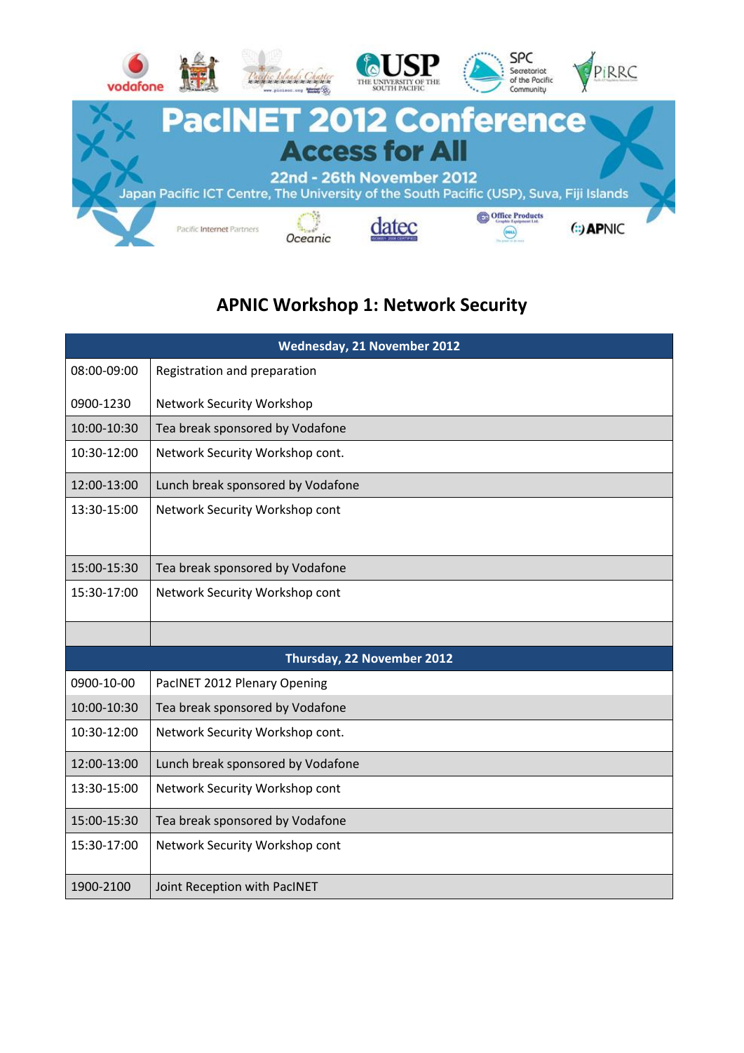# PacINET 2012 Conference

## Access for All

22nd - 26th November 2012

Japan Pacific ICT Centre, The University of the South Pacific (USP), Suva, Fiji Islands

## APNIC Workshop 1: Network Security

| Wednesday, 21 November 2012 | |
|---|---|
| 08:00-09:00 | Registration and preparation |
| 0900-1230 | Network Security Workshop |
| 10:00-10:30 | Tea break sponsored by Vodafone |
| 10:30-12:00 | Network Security Workshop cont. |
| 12:00-13:00 | Lunch break sponsored by Vodafone |
| 13:30-15:00 | Network Security Workshop cont |
| 15:00-15:30 | Tea break sponsored by Vodafone |
| 15:30-17:00 | Network Security Workshop cont |
| | |
| **Thursday, 22 November 2012** | |
| 0900-10-00 | PacINET 2012 Plenary Opening |
| 10:00-10:30 | Tea break sponsored by Vodafone |
| 10:30-12:00 | Network Security Workshop cont. |
| 12:00-13:00 | Lunch break sponsored by Vodafone |
| 13:30-15:00 | Network Security Workshop cont |
| 15:00-15:30 | Tea break sponsored by Vodafone |
| 15:30-17:00 | Network Security Workshop cont |
| 1900-2100 | Joint Reception with PacINET |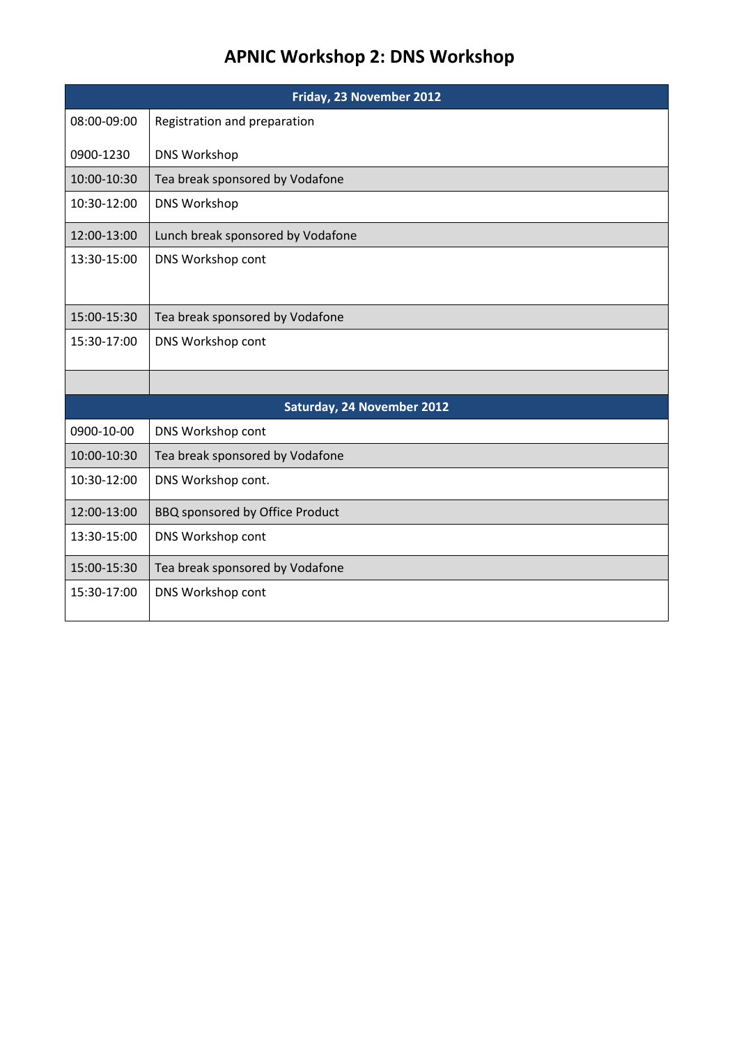# APNIC Workshop 2: DNS Workshop

| Friday, 23 November 2012 | |
|---|---|
| 08:00-09:00<br><br>0900-1230 | Registration and preparation<br><br>DNS Workshop |
| 10:00-10:30 | Tea break sponsored by Vodafone |
| 10:30-12:00 | DNS Workshop |
| 12:00-13:00 | Lunch break sponsored by Vodafone |
| 13:30-15:00 | DNS Workshop cont |
| 15:00-15:30 | Tea break sponsored by Vodafone |
| 15:30-17:00 | DNS Workshop cont |
| | |
| **Saturday, 24 November 2012** | |
| 0900-10-00 | DNS Workshop cont |
| 10:00-10:30 | Tea break sponsored by Vodafone |
| 10:30-12:00 | DNS Workshop cont. |
| 12:00-13:00 | BBQ sponsored by Office Product |
| 13:30-15:00 | DNS Workshop cont |
| 15:00-15:30 | Tea break sponsored by Vodafone |
| 15:30-17:00 | DNS Workshop cont |